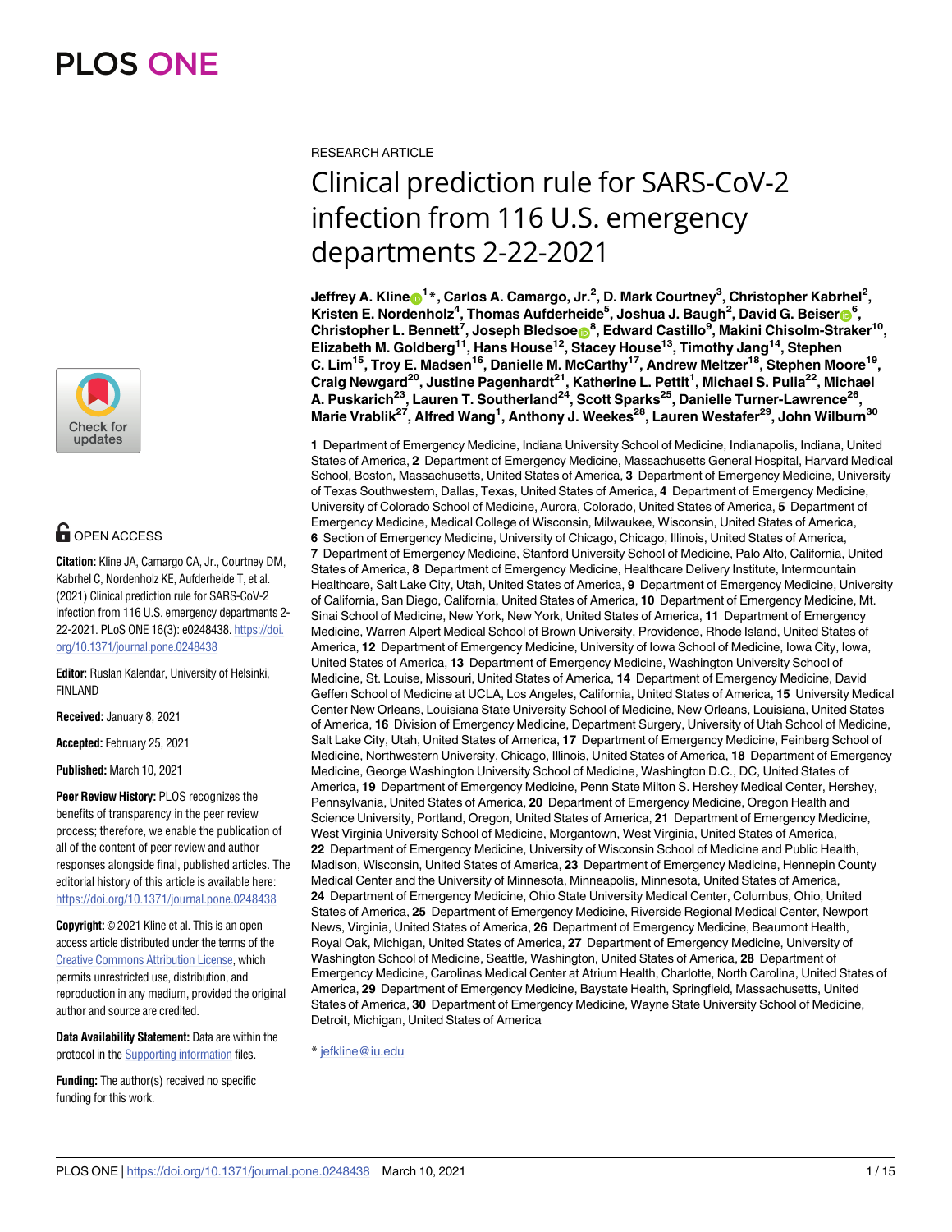RESEARCH ARTICLE

# Clinical prediction rule for SARS-CoV-2 infection from 116 U.S. emergency departments 2-22-2021

**Jeffrey A. Kline[1]*, Carlos A. Camargo, Jr.[2], D. Mark Courtney[3], Christopher Kabrhel[2], Kristen E. Nordenholz[4], Thomas Aufderheide[5], Joshua J. Baugh[2], David G. Beiser[6], Christopher L. Bennett[7], Joseph Bledsoe[8], Edward Castillo[9], Makini Chisolm-Straker[10], Elizabeth M. Goldberg[11], Hans House[12], Stacey House[13], Timothy Jang[14], Stephen C. Lim[15], Troy E. Madsen[16], Danielle M. McCarthy[17], Andrew Meltzer[18], Stephen Moore[19], Craig Newgard[20], Justine Pagenhardt[21], Katherine L. Pettit[1], Michael S. Pulia[22], Michael A. Puskarich[23], Lauren T. Southerland[24], Scott Sparks[25], Danielle Turner-Lawrence[26], Marie Vrablik[27], Alfred Wang[1], Anthony J. Weekes[28], Lauren Westafer[29], John Wilburn[30]**

**1** Department of Emergency Medicine, Indiana University School of Medicine, Indianapolis, Indiana, United States of America, **2** Department of Emergency Medicine, Massachusetts General Hospital, Harvard Medical School, Boston, Massachusetts, United States of America, **3** Department of Emergency Medicine, University of Texas Southwestern, Dallas, Texas, United States of America, **4** Department of Emergency Medicine, University of Colorado School of Medicine, Aurora, Colorado, United States of America, **5** Department of Emergency Medicine, Medical College of Wisconsin, Milwaukee, Wisconsin, United States of America, **6** Section of Emergency Medicine, University of Chicago, Chicago, Illinois, United States of America, **7** Department of Emergency Medicine, Stanford University School of Medicine, Palo Alto, California, United States of America, **8** Department of Emergency Medicine, Healthcare Delivery Institute, Intermountain Healthcare, Salt Lake City, Utah, United States of America, **9** Department of Emergency Medicine, University of California, San Diego, California, United States of America, **10** Department of Emergency Medicine, Mt. Sinai School of Medicine, New York, New York, United States of America, **11** Department of Emergency Medicine, Warren Alpert Medical School of Brown University, Providence, Rhode Island, United States of America, **12** Department of Emergency Medicine, University of Iowa School of Medicine, Iowa City, Iowa, United States of America, **13** Department of Emergency Medicine, Washington University School of Medicine, St. Louise, Missouri, United States of America, **14** Department of Emergency Medicine, David Geffen School of Medicine at UCLA, Los Angeles, California, United States of America, **15** University Medical Center New Orleans, Louisiana State University School of Medicine, New Orleans, Louisiana, United States of America, **16** Division of Emergency Medicine, Department Surgery, University of Utah School of Medicine, Salt Lake City, Utah, United States of America, **17** Department of Emergency Medicine, Feinberg School of Medicine, Northwestern University, Chicago, Illinois, United States of America, **18** Department of Emergency Medicine, George Washington University School of Medicine, Washington D.C., DC, United States of America, **19** Department of Emergency Medicine, Penn State Milton S. Hershey Medical Center, Hershey, Pennsylvania, United States of America, **20** Department of Emergency Medicine, Oregon Health and Science University, Portland, Oregon, United States of America, **21** Department of Emergency Medicine, West Virginia University School of Medicine, Morgantown, West Virginia, United States of America, **22** Department of Emergency Medicine, University of Wisconsin School of Medicine and Public Health, Madison, Wisconsin, United States of America, **23** Department of Emergency Medicine, Hennepin County Medical Center and the University of Minnesota, Minneapolis, Minnesota, United States of America, **24** Department of Emergency Medicine, Ohio State University Medical Center, Columbus, Ohio, United States of America, **25** Department of Emergency Medicine, Riverside Regional Medical Center, Newport News, Virginia, United States of America, **26** Department of Emergency Medicine, Beaumont Health, Royal Oak, Michigan, United States of America, **27** Department of Emergency Medicine, University of Washington School of Medicine, Seattle, Washington, United States of America, **28** Department of Emergency Medicine, Carolinas Medical Center at Atrium Health, Charlotte, North Carolina, United States of America, **29** Department of Emergency Medicine, Baystate Health, Springfield, Massachusetts, United States of America, **30** Department of Emergency Medicine, Wayne State University School of Medicine, Detroit, Michigan, United States of America

* jefkline@iu.edu

OPEN ACCESS

**Citation:** Kline JA, Camargo CA, Jr., Courtney DM, Kabrhel C, Nordenholz KE, Aufderheide T, et al. (2021) Clinical prediction rule for SARS-CoV-2 infection from 116 U.S. emergency departments 2-22-2021. PLoS ONE 16(3): e0248438. https://doi.org/10.1371/journal.pone.0248438

**Editor:** Ruslan Kalendar, University of Helsinki, FINLAND

**Received:** January 8, 2021

**Accepted:** February 25, 2021

**Published:** March 10, 2021

**Peer Review History:** PLOS recognizes the benefits of transparency in the peer review process; therefore, we enable the publication of all of the content of peer review and author responses alongside final, published articles. The editorial history of this article is available here: https://doi.org/10.1371/journal.pone.0248438

**Copyright:** © 2021 Kline et al. This is an open access article distributed under the terms of the Creative Commons Attribution License, which permits unrestricted use, distribution, and reproduction in any medium, provided the original author and source are credited.

**Data Availability Statement:** Data are within the protocol in the Supporting information files.

**Funding:** The author(s) received no specific funding for this work.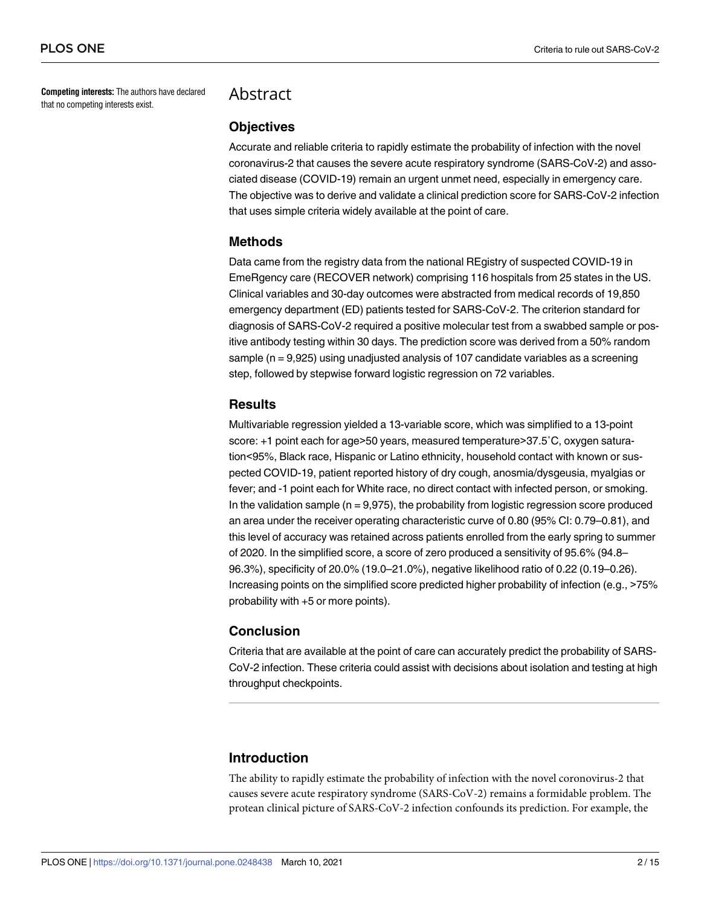**Competing interests:** The authors have declared that no competing interests exist.

# Abstract

## Objectives

Accurate and reliable criteria to rapidly estimate the probability of infection with the novel coronavirus-2 that causes the severe acute respiratory syndrome (SARS-CoV-2) and associated disease (COVID-19) remain an urgent unmet need, especially in emergency care. The objective was to derive and validate a clinical prediction score for SARS-CoV-2 infection that uses simple criteria widely available at the point of care.

## Methods

Data came from the registry data from the national REgistry of suspected COVID-19 in EmeRgency care (RECOVER network) comprising 116 hospitals from 25 states in the US. Clinical variables and 30-day outcomes were abstracted from medical records of 19,850 emergency department (ED) patients tested for SARS-CoV-2. The criterion standard for diagnosis of SARS-CoV-2 required a positive molecular test from a swabbed sample or positive antibody testing within 30 days. The prediction score was derived from a 50% random sample (n = 9,925) using unadjusted analysis of 107 candidate variables as a screening step, followed by stepwise forward logistic regression on 72 variables.

## Results

Multivariable regression yielded a 13-variable score, which was simplified to a 13-point score: +1 point each for age>50 years, measured temperature>37.5˚C, oxygen saturation<95%, Black race, Hispanic or Latino ethnicity, household contact with known or suspected COVID-19, patient reported history of dry cough, anosmia/dysgeusia, myalgias or fever; and -1 point each for White race, no direct contact with infected person, or smoking. In the validation sample (n = 9,975), the probability from logistic regression score produced an area under the receiver operating characteristic curve of 0.80 (95% CI: 0.79–0.81), and this level of accuracy was retained across patients enrolled from the early spring to summer of 2020. In the simplified score, a score of zero produced a sensitivity of 95.6% (94.8–96.3%), specificity of 20.0% (19.0–21.0%), negative likelihood ratio of 0.22 (0.19–0.26). Increasing points on the simplified score predicted higher probability of infection (e.g., >75% probability with +5 or more points).

## Conclusion

Criteria that are available at the point of care can accurately predict the probability of SARS-CoV-2 infection. These criteria could assist with decisions about isolation and testing at high throughput checkpoints.

# Introduction

The ability to rapidly estimate the probability of infection with the novel coronovirus-2 that causes severe acute respiratory syndrome (SARS-CoV-2) remains a formidable problem. The protean clinical picture of SARS-CoV-2 infection confounds its prediction. For example, the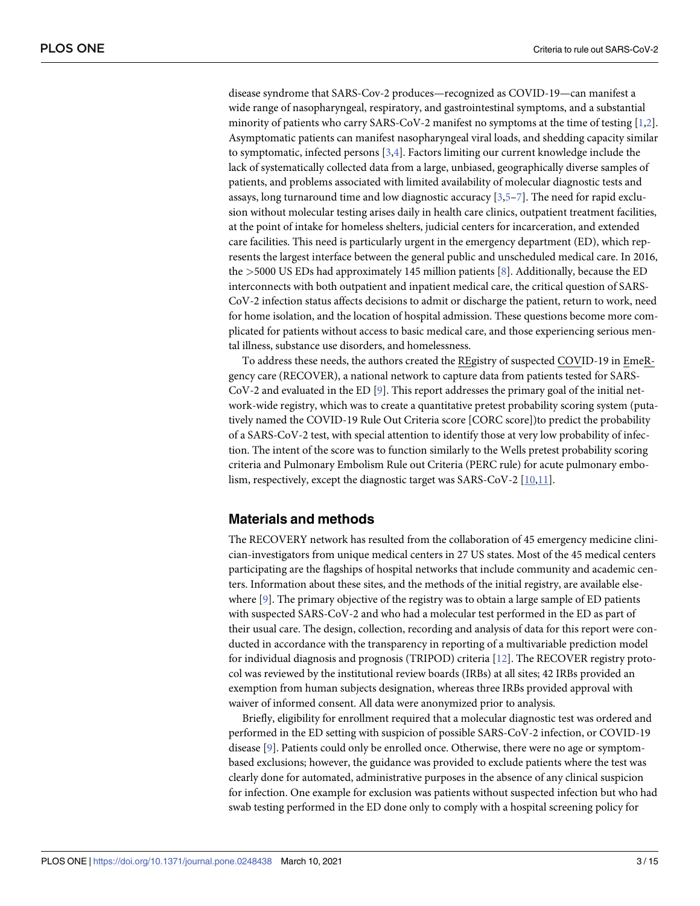disease syndrome that SARS-Cov-2 produces—recognized as COVID-19—can manifest a wide range of nasopharyngeal, respiratory, and gastrointestinal symptoms, and a substantial minority of patients who carry SARS-CoV-2 manifest no symptoms at the time of testing [1,2]. Asymptomatic patients can manifest nasopharyngeal viral loads, and shedding capacity similar to symptomatic, infected persons [3,4]. Factors limiting our current knowledge include the lack of systematically collected data from a large, unbiased, geographically diverse samples of patients, and problems associated with limited availability of molecular diagnostic tests and assays, long turnaround time and low diagnostic accuracy [3,5–7]. The need for rapid exclusion without molecular testing arises daily in health care clinics, outpatient treatment facilities, at the point of intake for homeless shelters, judicial centers for incarceration, and extended care facilities. This need is particularly urgent in the emergency department (ED), which represents the largest interface between the general public and unscheduled medical care. In 2016, the >5000 US EDs had approximately 145 million patients [8]. Additionally, because the ED interconnects with both outpatient and inpatient medical care, the critical question of SARS-CoV-2 infection status affects decisions to admit or discharge the patient, return to work, need for home isolation, and the location of hospital admission. These questions become more complicated for patients without access to basic medical care, and those experiencing serious mental illness, substance use disorders, and homelessness.

To address these needs, the authors created the REgistry of suspected COVID-19 in EmeRgency care (RECOVER), a national network to capture data from patients tested for SARS-CoV-2 and evaluated in the ED [9]. This report addresses the primary goal of the initial network-wide registry, which was to create a quantitative pretest probability scoring system (putatively named the COVID-19 Rule Out Criteria score [CORC score])to predict the probability of a SARS-CoV-2 test, with special attention to identify those at very low probability of infection. The intent of the score was to function similarly to the Wells pretest probability scoring criteria and Pulmonary Embolism Rule out Criteria (PERC rule) for acute pulmonary embolism, respectively, except the diagnostic target was SARS-CoV-2 [10,11].

## Materials and methods

The RECOVERY network has resulted from the collaboration of 45 emergency medicine clinician-investigators from unique medical centers in 27 US states. Most of the 45 medical centers participating are the flagships of hospital networks that include community and academic centers. Information about these sites, and the methods of the initial registry, are available elsewhere [9]. The primary objective of the registry was to obtain a large sample of ED patients with suspected SARS-CoV-2 and who had a molecular test performed in the ED as part of their usual care. The design, collection, recording and analysis of data for this report were conducted in accordance with the transparency in reporting of a multivariable prediction model for individual diagnosis and prognosis (TRIPOD) criteria [12]. The RECOVER registry protocol was reviewed by the institutional review boards (IRBs) at all sites; 42 IRBs provided an exemption from human subjects designation, whereas three IRBs provided approval with waiver of informed consent. All data were anonymized prior to analysis.

Briefly, eligibility for enrollment required that a molecular diagnostic test was ordered and performed in the ED setting with suspicion of possible SARS-CoV-2 infection, or COVID-19 disease [9]. Patients could only be enrolled once. Otherwise, there were no age or symptom-based exclusions; however, the guidance was provided to exclude patients where the test was clearly done for automated, administrative purposes in the absence of any clinical suspicion for infection. One example for exclusion was patients without suspected infection but who had swab testing performed in the ED done only to comply with a hospital screening policy for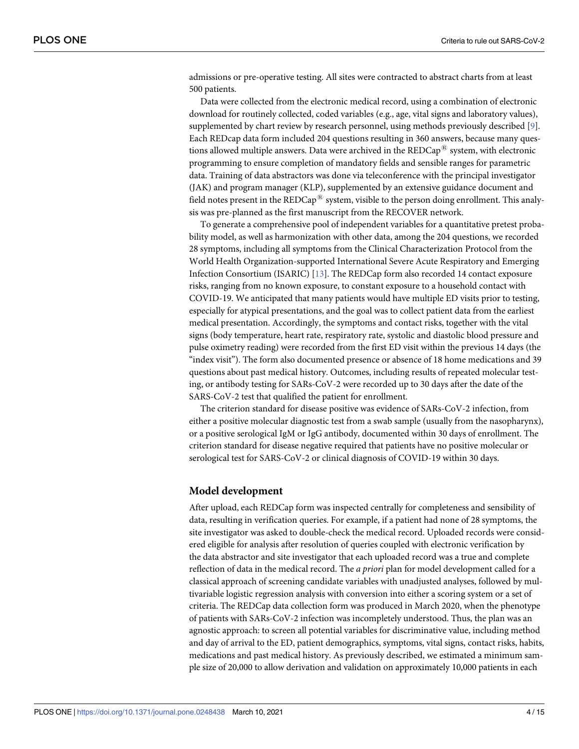admissions or pre-operative testing. All sites were contracted to abstract charts from at least 500 patients.

Data were collected from the electronic medical record, using a combination of electronic download for routinely collected, coded variables (e.g., age, vital signs and laboratory values), supplemented by chart review by research personnel, using methods previously described [9]. Each REDcap data form included 204 questions resulting in 360 answers, because many questions allowed multiple answers. Data were archived in the REDCap® system, with electronic programming to ensure completion of mandatory fields and sensible ranges for parametric data. Training of data abstractors was done via teleconference with the principal investigator (JAK) and program manager (KLP), supplemented by an extensive guidance document and field notes present in the REDCap® system, visible to the person doing enrollment. This analysis was pre-planned as the first manuscript from the RECOVER network.

To generate a comprehensive pool of independent variables for a quantitative pretest probability model, as well as harmonization with other data, among the 204 questions, we recorded 28 symptoms, including all symptoms from the Clinical Characterization Protocol from the World Health Organization-supported International Severe Acute Respiratory and Emerging Infection Consortium (ISARIC) [13]. The REDCap form also recorded 14 contact exposure risks, ranging from no known exposure, to constant exposure to a household contact with COVID-19. We anticipated that many patients would have multiple ED visits prior to testing, especially for atypical presentations, and the goal was to collect patient data from the earliest medical presentation. Accordingly, the symptoms and contact risks, together with the vital signs (body temperature, heart rate, respiratory rate, systolic and diastolic blood pressure and pulse oximetry reading) were recorded from the first ED visit within the previous 14 days (the "index visit"). The form also documented presence or absence of 18 home medications and 39 questions about past medical history. Outcomes, including results of repeated molecular testing, or antibody testing for SARs-CoV-2 were recorded up to 30 days after the date of the SARS-CoV-2 test that qualified the patient for enrollment.

The criterion standard for disease positive was evidence of SARs-CoV-2 infection, from either a positive molecular diagnostic test from a swab sample (usually from the nasopharynx), or a positive serological IgM or IgG antibody, documented within 30 days of enrollment. The criterion standard for disease negative required that patients have no positive molecular or serological test for SARS-CoV-2 or clinical diagnosis of COVID-19 within 30 days.

## Model development

After upload, each REDCap form was inspected centrally for completeness and sensibility of data, resulting in verification queries. For example, if a patient had none of 28 symptoms, the site investigator was asked to double-check the medical record. Uploaded records were considered eligible for analysis after resolution of queries coupled with electronic verification by the data abstractor and site investigator that each uploaded record was a true and complete reflection of data in the medical record. The *a priori* plan for model development called for a classical approach of screening candidate variables with unadjusted analyses, followed by multivariable logistic regression analysis with conversion into either a scoring system or a set of criteria. The REDCap data collection form was produced in March 2020, when the phenotype of patients with SARs-CoV-2 infection was incompletely understood. Thus, the plan was an agnostic approach: to screen all potential variables for discriminative value, including method and day of arrival to the ED, patient demographics, symptoms, vital signs, contact risks, habits, medications and past medical history. As previously described, we estimated a minimum sample size of 20,000 to allow derivation and validation on approximately 10,000 patients in each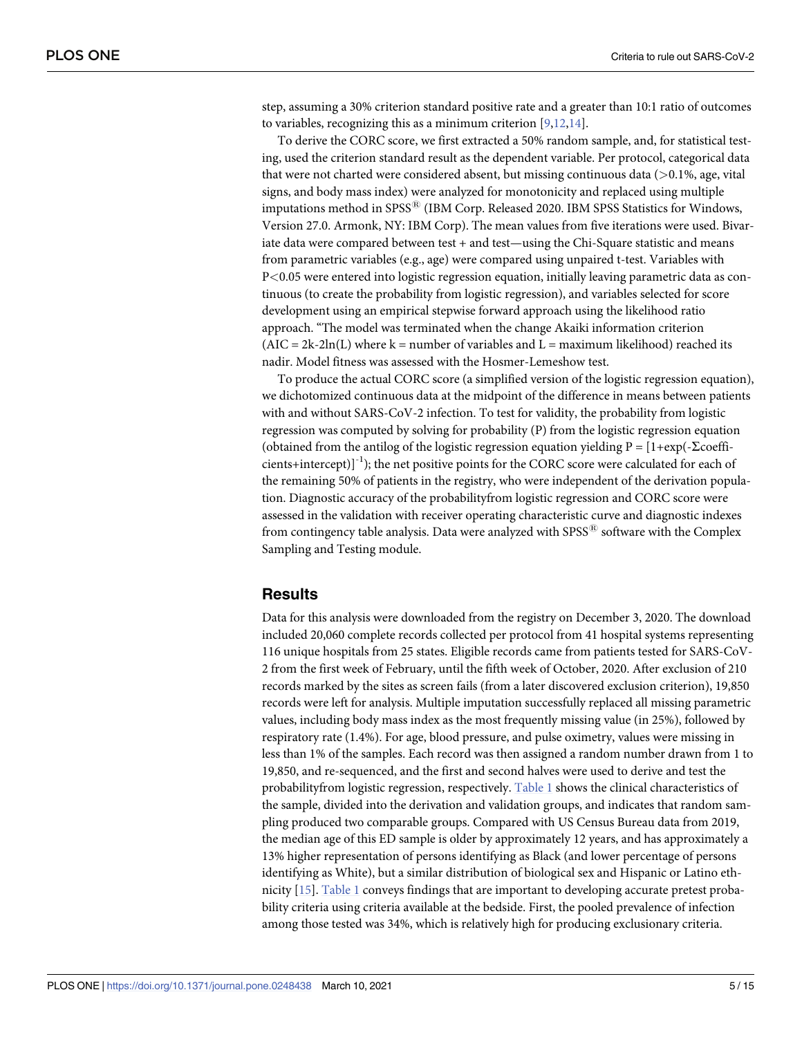step, assuming a 30% criterion standard positive rate and a greater than 10:1 ratio of outcomes to variables, recognizing this as a minimum criterion [9,12,14].

To derive the CORC score, we first extracted a 50% random sample, and, for statistical testing, used the criterion standard result as the dependent variable. Per protocol, categorical data that were not charted were considered absent, but missing continuous data (>0.1%, age, vital signs, and body mass index) were analyzed for monotonicity and replaced using multiple imputations method in SPSS® (IBM Corp. Released 2020. IBM SPSS Statistics for Windows, Version 27.0. Armonk, NY: IBM Corp). The mean values from five iterations were used. Bivariate data were compared between test + and test—using the Chi-Square statistic and means from parametric variables (e.g., age) were compared using unpaired t-test. Variables with $P<0.05$ were entered into logistic regression equation, initially leaving parametric data as continuous (to create the probability from logistic regression), and variables selected for score development using an empirical stepwise forward approach using the likelihood ratio approach. "The model was terminated when the change Akaiki information criterion ($AIC = 2k-2\ln(L)$ where k = number of variables and L = maximum likelihood) reached its nadir. Model fitness was assessed with the Hosmer-Lemeshow test.

To produce the actual CORC score (a simplified version of the logistic regression equation), we dichotomized continuous data at the midpoint of the difference in means between patients with and without SARS-CoV-2 infection. To test for validity, the probability from logistic regression was computed by solving for probability (P) from the logistic regression equation (obtained from the antilog of the logistic regression equation yielding $P = [1+\exp(-\Sigma\text{coefficients}+\text{intercept})]^{-1}$); the net positive points for the CORC score were calculated for each of the remaining 50% of patients in the registry, who were independent of the derivation population. Diagnostic accuracy of the probabilityfrom logistic regression and CORC score were assessed in the validation with receiver operating characteristic curve and diagnostic indexes from contingency table analysis. Data were analyzed with SPSS® software with the Complex Sampling and Testing module.

## Results

Data for this analysis were downloaded from the registry on December 3, 2020. The download included 20,060 complete records collected per protocol from 41 hospital systems representing 116 unique hospitals from 25 states. Eligible records came from patients tested for SARS-CoV-2 from the first week of February, until the fifth week of October, 2020. After exclusion of 210 records marked by the sites as screen fails (from a later discovered exclusion criterion), 19,850 records were left for analysis. Multiple imputation successfully replaced all missing parametric values, including body mass index as the most frequently missing value (in 25%), followed by respiratory rate (1.4%). For age, blood pressure, and pulse oximetry, values were missing in less than 1% of the samples. Each record was then assigned a random number drawn from 1 to 19,850, and re-sequenced, and the first and second halves were used to derive and test the probabilityfrom logistic regression, respectively. Table 1 shows the clinical characteristics of the sample, divided into the derivation and validation groups, and indicates that random sampling produced two comparable groups. Compared with US Census Bureau data from 2019, the median age of this ED sample is older by approximately 12 years, and has approximately a 13% higher representation of persons identifying as Black (and lower percentage of persons identifying as White), but a similar distribution of biological sex and Hispanic or Latino ethnicity [15]. Table 1 conveys findings that are important to developing accurate pretest probability criteria using criteria available at the bedside. First, the pooled prevalence of infection among those tested was 34%, which is relatively high for producing exclusionary criteria.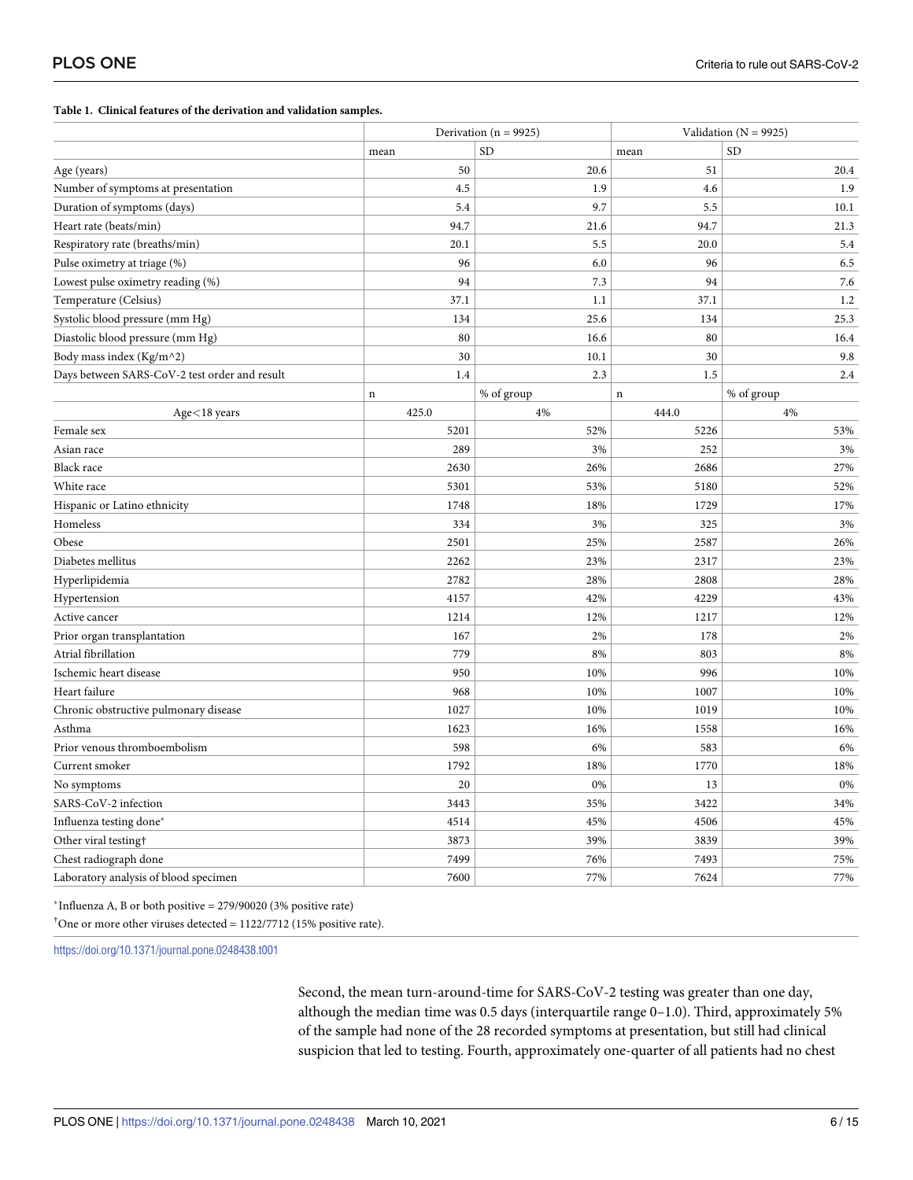**Table 1. Clinical features of the derivation and validation samples.**

| | Derivation (n = 9925) | | Validation (N = 9925) | |
|---|---|---|---|---|
| | mean | SD | mean | SD |
| Age (years) | 50 | 20.6 | 51 | 20.4 |
| Number of symptoms at presentation | 4.5 | 1.9 | 4.6 | 1.9 |
| Duration of symptoms (days) | 5.4 | 9.7 | 5.5 | 10.1 |
| Heart rate (beats/min) | 94.7 | 21.6 | 94.7 | 21.3 |
| Respiratory rate (breaths/min) | 20.1 | 5.5 | 20.0 | 5.4 |
| Pulse oximetry at triage (%) | 96 | 6.0 | 96 | 6.5 |
| Lowest pulse oximetry reading (%) | 94 | 7.3 | 94 | 7.6 |
| Temperature (Celsius) | 37.1 | 1.1 | 37.1 | 1.2 |
| Systolic blood pressure (mm Hg) | 134 | 25.6 | 134 | 25.3 |
| Diastolic blood pressure (mm Hg) | 80 | 16.6 | 80 | 16.4 |
| Body mass index (Kg/m^2) | 30 | 10.1 | 30 | 9.8 |
| Days between SARS-CoV-2 test order and result | 1.4 | 2.3 | 1.5 | 2.4 |
| | n | % of group | n | % of group |
| Age<18 years | 425.0 | 4% | 444.0 | 4% |
| Female sex | 5201 | 52% | 5226 | 53% |
| Asian race | 289 | 3% | 252 | 3% |
| Black race | 2630 | 26% | 2686 | 27% |
| White race | 5301 | 53% | 5180 | 52% |
| Hispanic or Latino ethnicity | 1748 | 18% | 1729 | 17% |
| Homeless | 334 | 3% | 325 | 3% |
| Obese | 2501 | 25% | 2587 | 26% |
| Diabetes mellitus | 2262 | 23% | 2317 | 23% |
| Hyperlipidemia | 2782 | 28% | 2808 | 28% |
| Hypertension | 4157 | 42% | 4229 | 43% |
| Active cancer | 1214 | 12% | 1217 | 12% |
| Prior organ transplantation | 167 | 2% | 178 | 2% |
| Atrial fibrillation | 779 | 8% | 803 | 8% |
| Ischemic heart disease | 950 | 10% | 996 | 10% |
| Heart failure | 968 | 10% | 1007 | 10% |
| Chronic obstructive pulmonary disease | 1027 | 10% | 1019 | 10% |
| Asthma | 1623 | 16% | 1558 | 16% |
| Prior venous thromboembolism | 598 | 6% | 583 | 6% |
| Current smoker | 1792 | 18% | 1770 | 18% |
| No symptoms | 20 | 0% | 13 | 0% |
| SARS-CoV-2 infection | 3443 | 35% | 3422 | 34% |
| Influenza testing done* | 4514 | 45% | 4506 | 45% |
| Other viral testing† | 3873 | 39% | 3839 | 39% |
| Chest radiograph done | 7499 | 76% | 7493 | 75% |
| Laboratory analysis of blood specimen | 7600 | 77% | 7624 | 77% |

*Influenza A, B or both positive = 279/90020 (3% positive rate)

†One or more other viruses detected = 1122/7712 (15% positive rate).

https://doi.org/10.1371/journal.pone.0248438.t001

Second, the mean turn-around-time for SARS-CoV-2 testing was greater than one day, although the median time was 0.5 days (interquartile range 0–1.0). Third, approximately 5% of the sample had none of the 28 recorded symptoms at presentation, but still had clinical suspicion that led to testing. Fourth, approximately one-quarter of all patients had no chest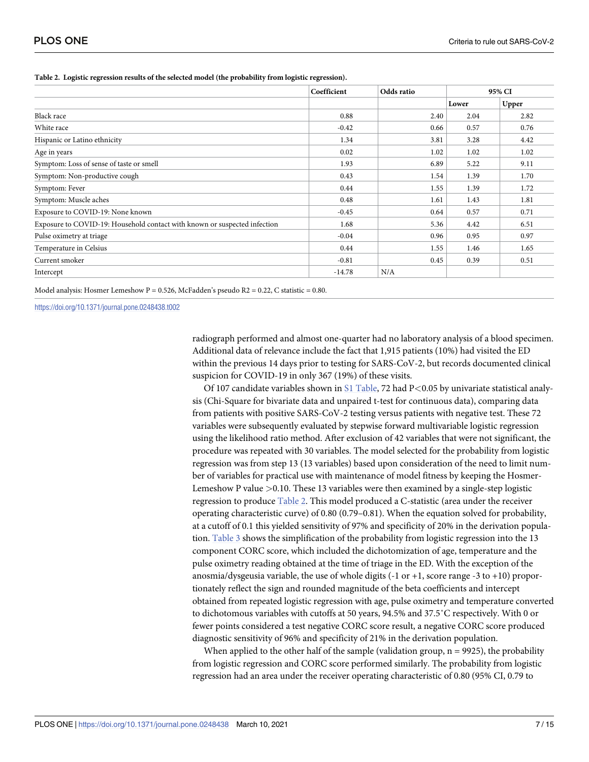**Table 2. Logistic regression results of the selected model (the probability from logistic regression).**

| | Coefficient | Odds ratio | 95% CI | |
|---|---|---|---|---|
| | | | Lower | Upper |
| Black race | 0.88 | 2.40 | 2.04 | 2.82 |
| White race | -0.42 | 0.66 | 0.57 | 0.76 |
| Hispanic or Latino ethnicity | 1.34 | 3.81 | 3.28 | 4.42 |
| Age in years | 0.02 | 1.02 | 1.02 | 1.02 |
| Symptom: Loss of sense of taste or smell | 1.93 | 6.89 | 5.22 | 9.11 |
| Symptom: Non-productive cough | 0.43 | 1.54 | 1.39 | 1.70 |
| Symptom: Fever | 0.44 | 1.55 | 1.39 | 1.72 |
| Symptom: Muscle aches | 0.48 | 1.61 | 1.43 | 1.81 |
| Exposure to COVID-19: None known | -0.45 | 0.64 | 0.57 | 0.71 |
| Exposure to COVID-19: Household contact with known or suspected infection | 1.68 | 5.36 | 4.42 | 6.51 |
| Pulse oximetry at triage | -0.04 | 0.96 | 0.95 | 0.97 |
| Temperature in Celsius | 0.44 | 1.55 | 1.46 | 1.65 |
| Current smoker | -0.81 | 0.45 | 0.39 | 0.51 |
| Intercept | -14.78 | N/A | | |

Model analysis: Hosmer Lemeshow P = 0.526, McFadden's pseudo R2 = 0.22, C statistic = 0.80.

https://doi.org/10.1371/journal.pone.0248438.t002

radiograph performed and almost one-quarter had no laboratory analysis of a blood specimen. Additional data of relevance include the fact that 1,915 patients (10%) had visited the ED within the previous 14 days prior to testing for SARS-CoV-2, but records documented clinical suspicion for COVID-19 in only 367 (19%) of these visits.

Of 107 candidate variables shown in S1 Table, 72 had $P<0.05$ by univariate statistical analysis (Chi-Square for bivariate data and unpaired t-test for continuous data), comparing data from patients with positive SARS-CoV-2 testing versus patients with negative test. These 72 variables were subsequently evaluated by stepwise forward multivariable logistic regression using the likelihood ratio method. After exclusion of 42 variables that were not significant, the procedure was repeated with 30 variables. The model selected for the probability from logistic regression was from step 13 (13 variables) based upon consideration of the need to limit number of variables for practical use with maintenance of model fitness by keeping the Hosmer-Lemeshow P value $>0.10$. These 13 variables were then examined by a single-step logistic regression to produce Table 2. This model produced a C-statistic (area under the receiver operating characteristic curve) of 0.80 (0.79–0.81). When the equation solved for probability, at a cutoff of 0.1 this yielded sensitivity of 97% and specificity of 20% in the derivation population. Table 3 shows the simplification of the probability from logistic regression into the 13 component CORC score, which included the dichotomization of age, temperature and the pulse oximetry reading obtained at the time of triage in the ED. With the exception of the anosmia/dysgeusia variable, the use of whole digits (-1 or +1, score range -3 to +10) proportionately reflect the sign and rounded magnitude of the beta coefficients and intercept obtained from repeated logistic regression with age, pulse oximetry and temperature converted to dichotomous variables with cutoffs at 50 years, 94.5% and 37.5˚C respectively. With 0 or fewer points considered a test negative CORC score result, a negative CORC score produced diagnostic sensitivity of 96% and specificity of 21% in the derivation population.

When applied to the other half of the sample (validation group, n = 9925), the probability from logistic regression and CORC score performed similarly. The probability from logistic regression had an area under the receiver operating characteristic of 0.80 (95% CI, 0.79 to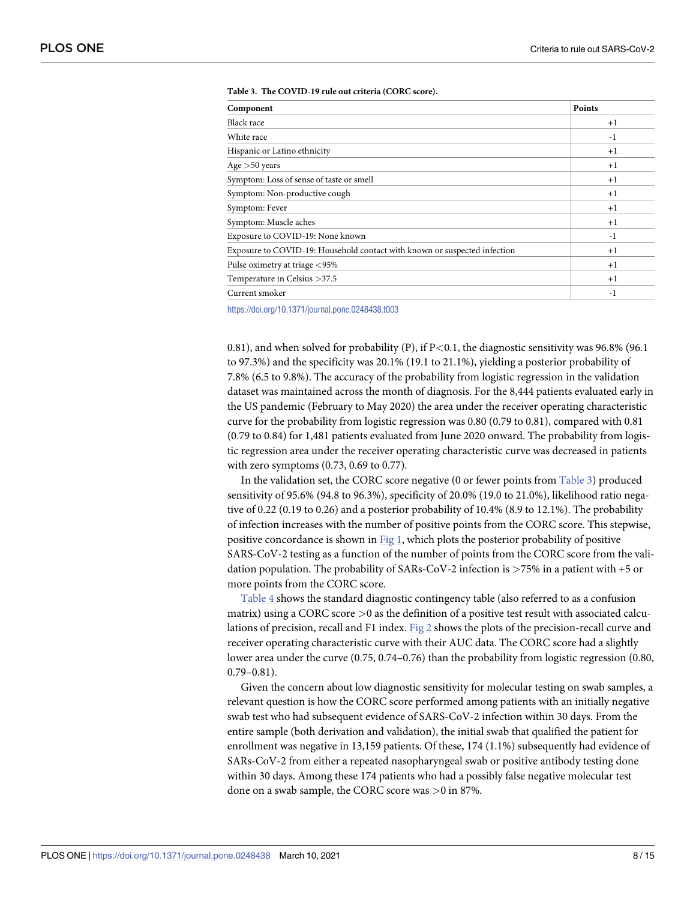**Table 3. The COVID-19 rule out criteria (CORC score).**

| Component | Points |
|---|---|
| Black race | +1 |
| White race | -1 |
| Hispanic or Latino ethnicity | +1 |
| Age >50 years | +1 |
| Symptom: Loss of sense of taste or smell | +1 |
| Symptom: Non-productive cough | +1 |
| Symptom: Fever | +1 |
| Symptom: Muscle aches | +1 |
| Exposure to COVID-19: None known | -1 |
| Exposure to COVID-19: Household contact with known or suspected infection | +1 |
| Pulse oximetry at triage <95% | +1 |
| Temperature in Celsius >37.5 | +1 |
| Current smoker | -1 |

https://doi.org/10.1371/journal.pone.0248438.t003

0.81), and when solved for probability (P), if P<0.1, the diagnostic sensitivity was 96.8% (96.1 to 97.3%) and the specificity was 20.1% (19.1 to 21.1%), yielding a posterior probability of 7.8% (6.5 to 9.8%). The accuracy of the probability from logistic regression in the validation dataset was maintained across the month of diagnosis. For the 8,444 patients evaluated early in the US pandemic (February to May 2020) the area under the receiver operating characteristic curve for the probability from logistic regression was 0.80 (0.79 to 0.81), compared with 0.81 (0.79 to 0.84) for 1,481 patients evaluated from June 2020 onward. The probability from logistic regression area under the receiver operating characteristic curve was decreased in patients with zero symptoms (0.73, 0.69 to 0.77).

In the validation set, the CORC score negative (0 or fewer points from Table 3) produced sensitivity of 95.6% (94.8 to 96.3%), specificity of 20.0% (19.0 to 21.0%), likelihood ratio negative of 0.22 (0.19 to 0.26) and a posterior probability of 10.4% (8.9 to 12.1%). The probability of infection increases with the number of positive points from the CORC score. This stepwise, positive concordance is shown in Fig 1, which plots the posterior probability of positive SARS-CoV-2 testing as a function of the number of points from the CORC score from the validation population. The probability of SARs-CoV-2 infection is >75% in a patient with +5 or more points from the CORC score.

Table 4 shows the standard diagnostic contingency table (also referred to as a confusion matrix) using a CORC score >0 as the definition of a positive test result with associated calculations of precision, recall and F1 index. Fig 2 shows the plots of the precision-recall curve and receiver operating characteristic curve with their AUC data. The CORC score had a slightly lower area under the curve (0.75, 0.74–0.76) than the probability from logistic regression (0.80, 0.79–0.81).

Given the concern about low diagnostic sensitivity for molecular testing on swab samples, a relevant question is how the CORC score performed among patients with an initially negative swab test who had subsequent evidence of SARS-CoV-2 infection within 30 days. From the entire sample (both derivation and validation), the initial swab that qualified the patient for enrollment was negative in 13,159 patients. Of these, 174 (1.1%) subsequently had evidence of SARs-CoV-2 from either a repeated nasopharyngeal swab or positive antibody testing done within 30 days. Among these 174 patients who had a possibly false negative molecular test done on a swab sample, the CORC score was >0 in 87%.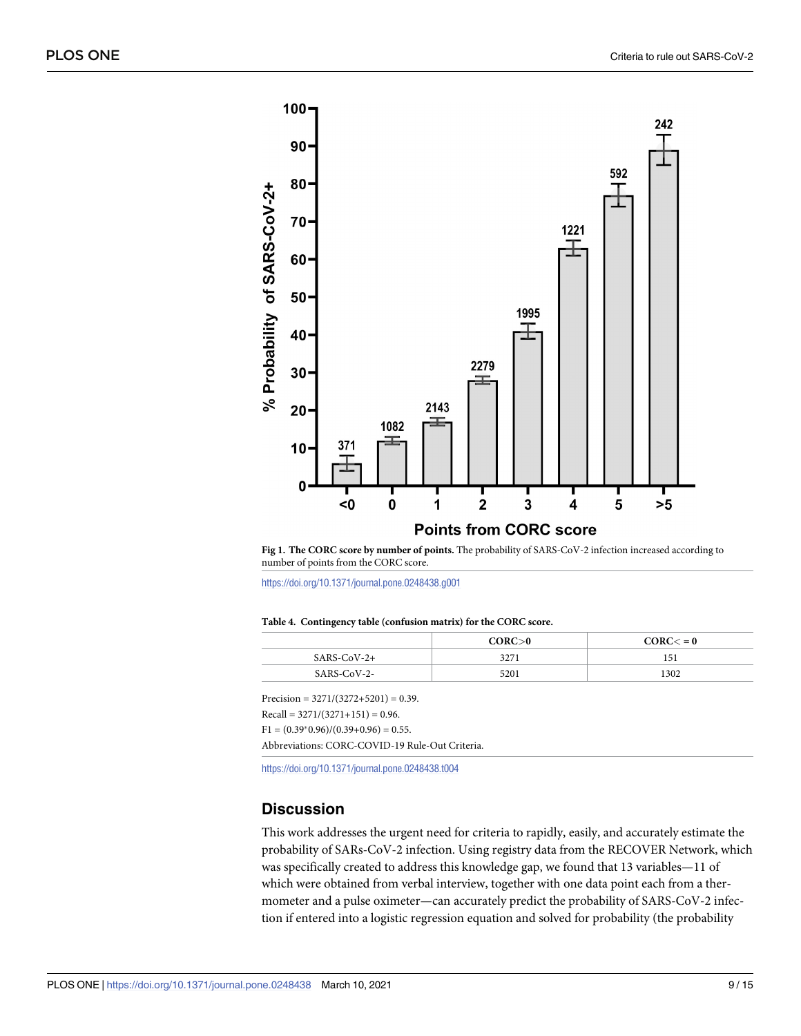**Fig 1. The CORC score by number of points.** The probability of SARS-CoV-2 infection increased according to number of points from the CORC score.

https://doi.org/10.1371/journal.pone.0248438.g001

**Table 4. Contingency table (confusion matrix) for the CORC score.**

| | CORC>0 | CORC< = 0 |
|---|---|---|
| SARS-CoV-2+ | 3271 | 151 |
| SARS-CoV-2- | 5201 | 1302 |

Precision = 3271/(3272+5201) = 0.39.

Recall = 3271/(3271+151) = 0.96.

F1 = (0.39*0.96)/(0.39+0.96) = 0.55.

Abbreviations: CORC-COVID-19 Rule-Out Criteria.

https://doi.org/10.1371/journal.pone.0248438.t004

## Discussion

This work addresses the urgent need for criteria to rapidly, easily, and accurately estimate the probability of SARs-CoV-2 infection. Using registry data from the RECOVER Network, which was specifically created to address this knowledge gap, we found that 13 variables—11 of which were obtained from verbal interview, together with one data point each from a thermometer and a pulse oximeter—can accurately predict the probability of SARS-CoV-2 infection if entered into a logistic regression equation and solved for probability (the probability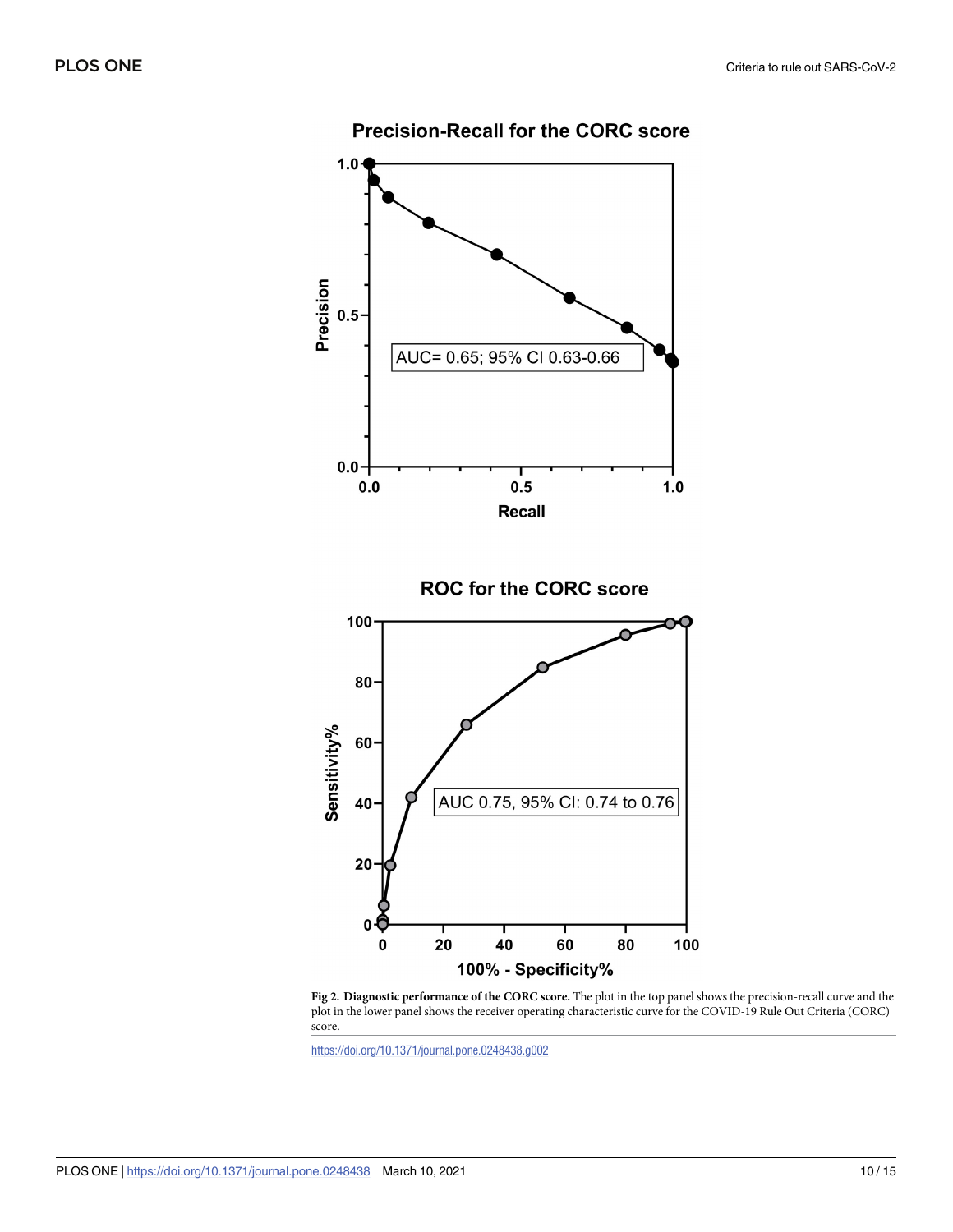**Fig 2. Diagnostic performance of the CORC score.** The plot in the top panel shows the precision-recall curve and the plot in the lower panel shows the receiver operating characteristic curve for the COVID-19 Rule Out Criteria (CORC) score.

https://doi.org/10.1371/journal.pone.0248438.g002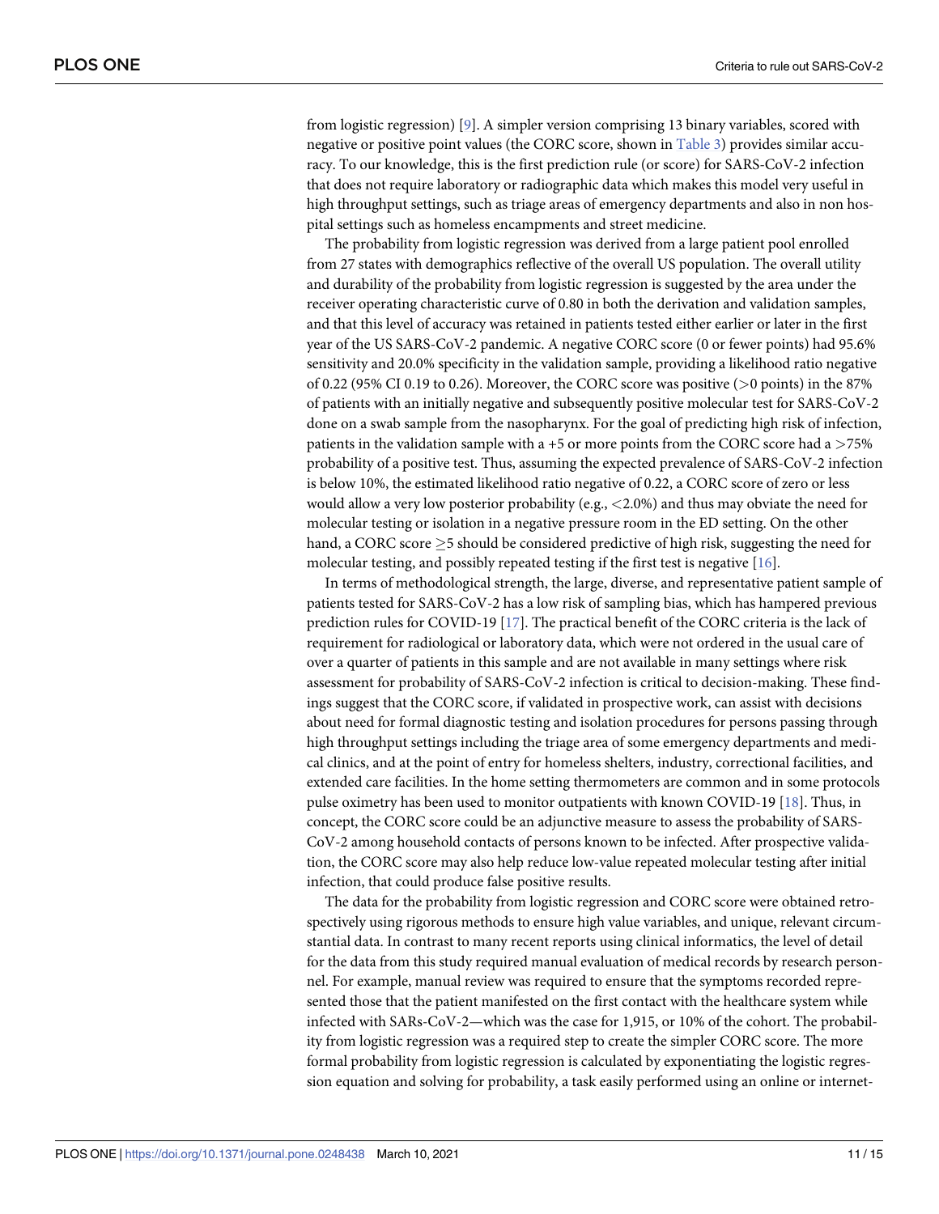from logistic regression) [9]. A simpler version comprising 13 binary variables, scored with negative or positive point values (the CORC score, shown in Table 3) provides similar accuracy. To our knowledge, this is the first prediction rule (or score) for SARS-CoV-2 infection that does not require laboratory or radiographic data which makes this model very useful in high throughput settings, such as triage areas of emergency departments and also in non hospital settings such as homeless encampments and street medicine.

The probability from logistic regression was derived from a large patient pool enrolled from 27 states with demographics reflective of the overall US population. The overall utility and durability of the probability from logistic regression is suggested by the area under the receiver operating characteristic curve of 0.80 in both the derivation and validation samples, and that this level of accuracy was retained in patients tested either earlier or later in the first year of the US SARS-CoV-2 pandemic. A negative CORC score (0 or fewer points) had 95.6% sensitivity and 20.0% specificity in the validation sample, providing a likelihood ratio negative of 0.22 (95% CI 0.19 to 0.26). Moreover, the CORC score was positive (>0 points) in the 87% of patients with an initially negative and subsequently positive molecular test for SARS-CoV-2 done on a swab sample from the nasopharynx. For the goal of predicting high risk of infection, patients in the validation sample with a +5 or more points from the CORC score had a >75% probability of a positive test. Thus, assuming the expected prevalence of SARS-CoV-2 infection is below 10%, the estimated likelihood ratio negative of 0.22, a CORC score of zero or less would allow a very low posterior probability (e.g., <2.0%) and thus may obviate the need for molecular testing or isolation in a negative pressure room in the ED setting. On the other hand, a CORC score ≥5 should be considered predictive of high risk, suggesting the need for molecular testing, and possibly repeated testing if the first test is negative [16].

In terms of methodological strength, the large, diverse, and representative patient sample of patients tested for SARS-CoV-2 has a low risk of sampling bias, which has hampered previous prediction rules for COVID-19 [17]. The practical benefit of the CORC criteria is the lack of requirement for radiological or laboratory data, which were not ordered in the usual care of over a quarter of patients in this sample and are not available in many settings where risk assessment for probability of SARS-CoV-2 infection is critical to decision-making. These findings suggest that the CORC score, if validated in prospective work, can assist with decisions about need for formal diagnostic testing and isolation procedures for persons passing through high throughput settings including the triage area of some emergency departments and medical clinics, and at the point of entry for homeless shelters, industry, correctional facilities, and extended care facilities. In the home setting thermometers are common and in some protocols pulse oximetry has been used to monitor outpatients with known COVID-19 [18]. Thus, in concept, the CORC score could be an adjunctive measure to assess the probability of SARS-CoV-2 among household contacts of persons known to be infected. After prospective validation, the CORC score may also help reduce low-value repeated molecular testing after initial infection, that could produce false positive results.

The data for the probability from logistic regression and CORC score were obtained retrospectively using rigorous methods to ensure high value variables, and unique, relevant circumstantial data. In contrast to many recent reports using clinical informatics, the level of detail for the data from this study required manual evaluation of medical records by research personnel. For example, manual review was required to ensure that the symptoms recorded represented those that the patient manifested on the first contact with the healthcare system while infected with SARs-CoV-2—which was the case for 1,915, or 10% of the cohort. The probability from logistic regression was a required step to create the simpler CORC score. The more formal probability from logistic regression is calculated by exponentiating the logistic regression equation and solving for probability, a task easily performed using an online or internet-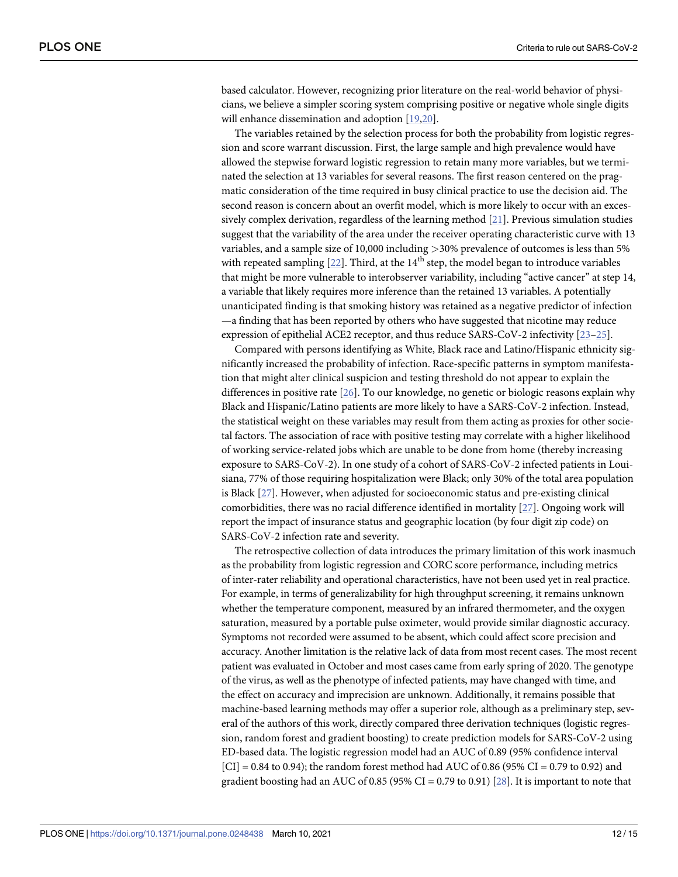based calculator. However, recognizing prior literature on the real-world behavior of physicians, we believe a simpler scoring system comprising positive or negative whole single digits will enhance dissemination and adoption [19,20].

The variables retained by the selection process for both the probability from logistic regression and score warrant discussion. First, the large sample and high prevalence would have allowed the stepwise forward logistic regression to retain many more variables, but we terminated the selection at 13 variables for several reasons. The first reason centered on the pragmatic consideration of the time required in busy clinical practice to use the decision aid. The second reason is concern about an overfit model, which is more likely to occur with an excessively complex derivation, regardless of the learning method [21]. Previous simulation studies suggest that the variability of the area under the receiver operating characteristic curve with 13 variables, and a sample size of 10,000 including >30% prevalence of outcomes is less than 5% with repeated sampling [22]. Third, at the 14th step, the model began to introduce variables that might be more vulnerable to interobserver variability, including "active cancer" at step 14, a variable that likely requires more inference than the retained 13 variables. A potentially unanticipated finding is that smoking history was retained as a negative predictor of infection —a finding that has been reported by others who have suggested that nicotine may reduce expression of epithelial ACE2 receptor, and thus reduce SARS-CoV-2 infectivity [23–25].

Compared with persons identifying as White, Black race and Latino/Hispanic ethnicity significantly increased the probability of infection. Race-specific patterns in symptom manifestation that might alter clinical suspicion and testing threshold do not appear to explain the differences in positive rate [26]. To our knowledge, no genetic or biologic reasons explain why Black and Hispanic/Latino patients are more likely to have a SARS-CoV-2 infection. Instead, the statistical weight on these variables may result from them acting as proxies for other societal factors. The association of race with positive testing may correlate with a higher likelihood of working service-related jobs which are unable to be done from home (thereby increasing exposure to SARS-CoV-2). In one study of a cohort of SARS-CoV-2 infected patients in Louisiana, 77% of those requiring hospitalization were Black; only 30% of the total area population is Black [27]. However, when adjusted for socioeconomic status and pre-existing clinical comorbidities, there was no racial difference identified in mortality [27]. Ongoing work will report the impact of insurance status and geographic location (by four digit zip code) on SARS-CoV-2 infection rate and severity.

The retrospective collection of data introduces the primary limitation of this work inasmuch as the probability from logistic regression and CORC score performance, including metrics of inter-rater reliability and operational characteristics, have not been used yet in real practice. For example, in terms of generalizability for high throughput screening, it remains unknown whether the temperature component, measured by an infrared thermometer, and the oxygen saturation, measured by a portable pulse oximeter, would provide similar diagnostic accuracy. Symptoms not recorded were assumed to be absent, which could affect score precision and accuracy. Another limitation is the relative lack of data from most recent cases. The most recent patient was evaluated in October and most cases came from early spring of 2020. The genotype of the virus, as well as the phenotype of infected patients, may have changed with time, and the effect on accuracy and imprecision are unknown. Additionally, it remains possible that machine-based learning methods may offer a superior role, although as a preliminary step, several of the authors of this work, directly compared three derivation techniques (logistic regression, random forest and gradient boosting) to create prediction models for SARS-CoV-2 using ED-based data. The logistic regression model had an AUC of 0.89 (95% confidence interval [CI] = 0.84 to 0.94); the random forest method had AUC of 0.86 (95% CI = 0.79 to 0.92) and gradient boosting had an AUC of 0.85 (95% CI = 0.79 to 0.91) [28]. It is important to note that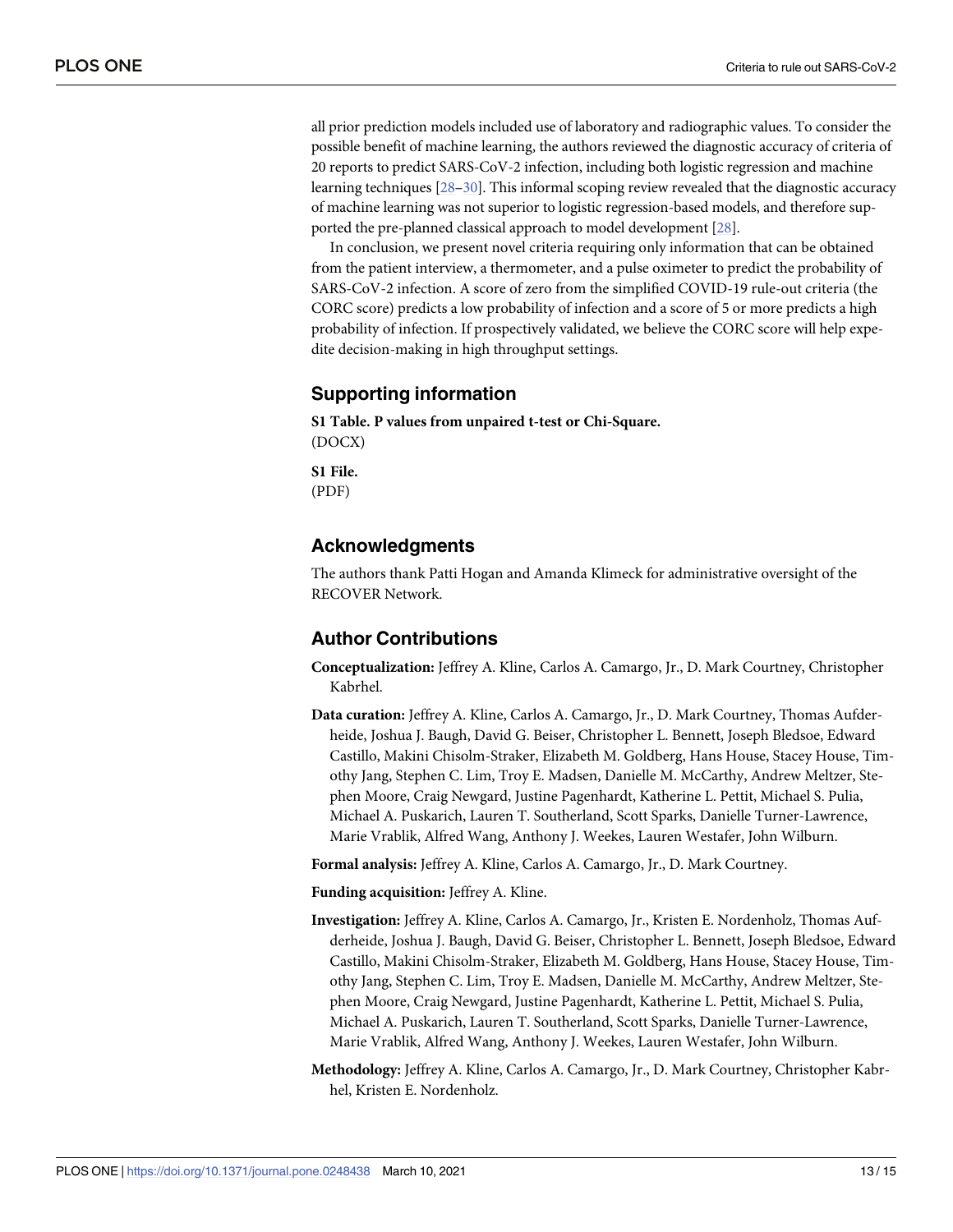all prior prediction models included use of laboratory and radiographic values. To consider the possible benefit of machine learning, the authors reviewed the diagnostic accuracy of criteria of 20 reports to predict SARS-CoV-2 infection, including both logistic regression and machine learning techniques [28–30]. This informal scoping review revealed that the diagnostic accuracy of machine learning was not superior to logistic regression-based models, and therefore supported the pre-planned classical approach to model development [28].

In conclusion, we present novel criteria requiring only information that can be obtained from the patient interview, a thermometer, and a pulse oximeter to predict the probability of SARS-CoV-2 infection. A score of zero from the simplified COVID-19 rule-out criteria (the CORC score) predicts a low probability of infection and a score of 5 or more predicts a high probability of infection. If prospectively validated, we believe the CORC score will help expedite decision-making in high throughput settings.

## Supporting information

**S1 Table. P values from unpaired t-test or Chi-Square.**
(DOCX)

**S1 File.**
(PDF)

## Acknowledgments

The authors thank Patti Hogan and Amanda Klimeck for administrative oversight of the RECOVER Network.

## Author Contributions

**Conceptualization:** Jeffrey A. Kline, Carlos A. Camargo, Jr., D. Mark Courtney, Christopher Kabrhel.

**Data curation:** Jeffrey A. Kline, Carlos A. Camargo, Jr., D. Mark Courtney, Thomas Aufderheide, Joshua J. Baugh, David G. Beiser, Christopher L. Bennett, Joseph Bledsoe, Edward Castillo, Makini Chisolm-Straker, Elizabeth M. Goldberg, Hans House, Stacey House, Timothy Jang, Stephen C. Lim, Troy E. Madsen, Danielle M. McCarthy, Andrew Meltzer, Stephen Moore, Craig Newgard, Justine Pagenhardt, Katherine L. Pettit, Michael S. Pulia, Michael A. Puskarich, Lauren T. Southerland, Scott Sparks, Danielle Turner-Lawrence, Marie Vrablik, Alfred Wang, Anthony J. Weekes, Lauren Westafer, John Wilburn.

**Formal analysis:** Jeffrey A. Kline, Carlos A. Camargo, Jr., D. Mark Courtney.

**Funding acquisition:** Jeffrey A. Kline.

**Investigation:** Jeffrey A. Kline, Carlos A. Camargo, Jr., Kristen E. Nordenholz, Thomas Aufderheide, Joshua J. Baugh, David G. Beiser, Christopher L. Bennett, Joseph Bledsoe, Edward Castillo, Makini Chisolm-Straker, Elizabeth M. Goldberg, Hans House, Stacey House, Timothy Jang, Stephen C. Lim, Troy E. Madsen, Danielle M. McCarthy, Andrew Meltzer, Stephen Moore, Craig Newgard, Justine Pagenhardt, Katherine L. Pettit, Michael S. Pulia, Michael A. Puskarich, Lauren T. Southerland, Scott Sparks, Danielle Turner-Lawrence, Marie Vrablik, Alfred Wang, Anthony J. Weekes, Lauren Westafer, John Wilburn.

**Methodology:** Jeffrey A. Kline, Carlos A. Camargo, Jr., D. Mark Courtney, Christopher Kabrhel, Kristen E. Nordenholz.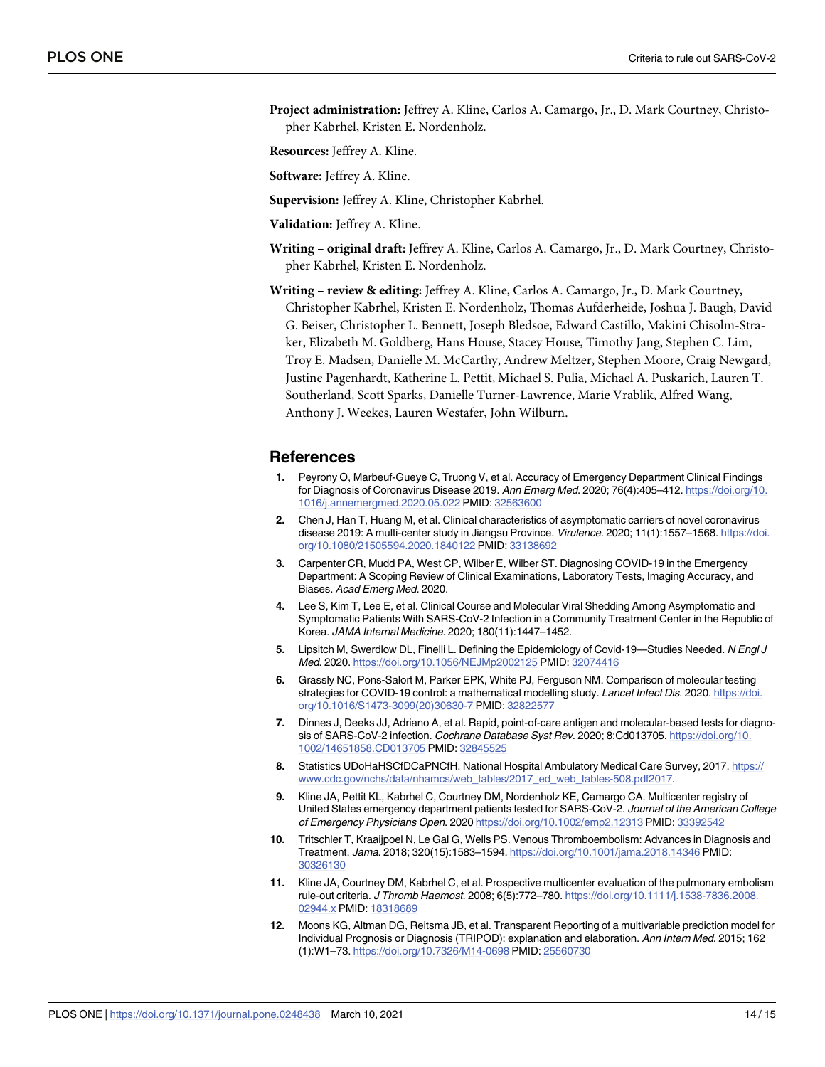**Project administration:** Jeffrey A. Kline, Carlos A. Camargo, Jr., D. Mark Courtney, Christopher Kabrhel, Kristen E. Nordenholz.

**Resources:** Jeffrey A. Kline.

**Software:** Jeffrey A. Kline.

**Supervision:** Jeffrey A. Kline, Christopher Kabrhel.

**Validation:** Jeffrey A. Kline.

**Writing – original draft:** Jeffrey A. Kline, Carlos A. Camargo, Jr., D. Mark Courtney, Christopher Kabrhel, Kristen E. Nordenholz.

**Writing – review & editing:** Jeffrey A. Kline, Carlos A. Camargo, Jr., D. Mark Courtney, Christopher Kabrhel, Kristen E. Nordenholz, Thomas Aufderheide, Joshua J. Baugh, David G. Beiser, Christopher L. Bennett, Joseph Bledsoe, Edward Castillo, Makini Chisolm-Straker, Elizabeth M. Goldberg, Hans House, Stacey House, Timothy Jang, Stephen C. Lim, Troy E. Madsen, Danielle M. McCarthy, Andrew Meltzer, Stephen Moore, Craig Newgard, Justine Pagenhardt, Katherine L. Pettit, Michael S. Pulia, Michael A. Puskarich, Lauren T. Southerland, Scott Sparks, Danielle Turner-Lawrence, Marie Vrablik, Alfred Wang, Anthony J. Weekes, Lauren Westafer, John Wilburn.

## References

1. Peyrony O, Marbeuf-Gueye C, Truong V, et al. Accuracy of Emergency Department Clinical Findings for Diagnosis of Coronavirus Disease 2019. *Ann Emerg Med.* 2020; 76(4):405–412. https://doi.org/10.1016/j.annemergmed.2020.05.022 PMID: 32563600
2. Chen J, Han T, Huang M, et al. Clinical characteristics of asymptomatic carriers of novel coronavirus disease 2019: A multi-center study in Jiangsu Province. *Virulence.* 2020; 11(1):1557–1568. https://doi.org/10.1080/21505594.2020.1840122 PMID: 33138692
3. Carpenter CR, Mudd PA, West CP, Wilber E, Wilber ST. Diagnosing COVID-19 in the Emergency Department: A Scoping Review of Clinical Examinations, Laboratory Tests, Imaging Accuracy, and Biases. *Acad Emerg Med.* 2020.
4. Lee S, Kim T, Lee E, et al. Clinical Course and Molecular Viral Shedding Among Asymptomatic and Symptomatic Patients With SARS-CoV-2 Infection in a Community Treatment Center in the Republic of Korea. *JAMA Internal Medicine.* 2020; 180(11):1447–1452.
5. Lipsitch M, Swerdlow DL, Finelli L. Defining the Epidemiology of Covid-19—Studies Needed. *N Engl J Med.* 2020. https://doi.org/10.1056/NEJMp2002125 PMID: 32074416
6. Grassly NC, Pons-Salort M, Parker EPK, White PJ, Ferguson NM. Comparison of molecular testing strategies for COVID-19 control: a mathematical modelling study. *Lancet Infect Dis.* 2020. https://doi.org/10.1016/S1473-3099(20)30630-7 PMID: 32822577
7. Dinnes J, Deeks JJ, Adriano A, et al. Rapid, point-of-care antigen and molecular-based tests for diagnosis of SARS-CoV-2 infection. *Cochrane Database Syst Rev.* 2020; 8:Cd013705. https://doi.org/10.1002/14651858.CD013705 PMID: 32845525
8. Statistics UDoHaHSCfDCaPNCfH. National Hospital Ambulatory Medical Care Survey, 2017. https://www.cdc.gov/nchs/data/nhamcs/web_tables/2017_ed_web_tables-508.pdf2017.
9. Kline JA, Pettit KL, Kabrhel C, Courtney DM, Nordenholz KE, Camargo CA. Multicenter registry of United States emergency department patients tested for SARS-CoV-2. *Journal of the American College of Emergency Physicians Open.* 2020 https://doi.org/10.1002/emp2.12313 PMID: 33392542
10. Tritschler T, Kraaijpoel N, Le Gal G, Wells PS. Venous Thromboembolism: Advances in Diagnosis and Treatment. *Jama.* 2018; 320(15):1583–1594. https://doi.org/10.1001/jama.2018.14346 PMID: 30326130
11. Kline JA, Courtney DM, Kabrhel C, et al. Prospective multicenter evaluation of the pulmonary embolism rule-out criteria. *J Thromb Haemost.* 2008; 6(5):772–780. https://doi.org/10.1111/j.1538-7836.2008.02944.x PMID: 18318689
12. Moons KG, Altman DG, Reitsma JB, et al. Transparent Reporting of a multivariable prediction model for Individual Prognosis or Diagnosis (TRIPOD): explanation and elaboration. *Ann Intern Med.* 2015; 162(1):W1–73. https://doi.org/10.7326/M14-0698 PMID: 25560730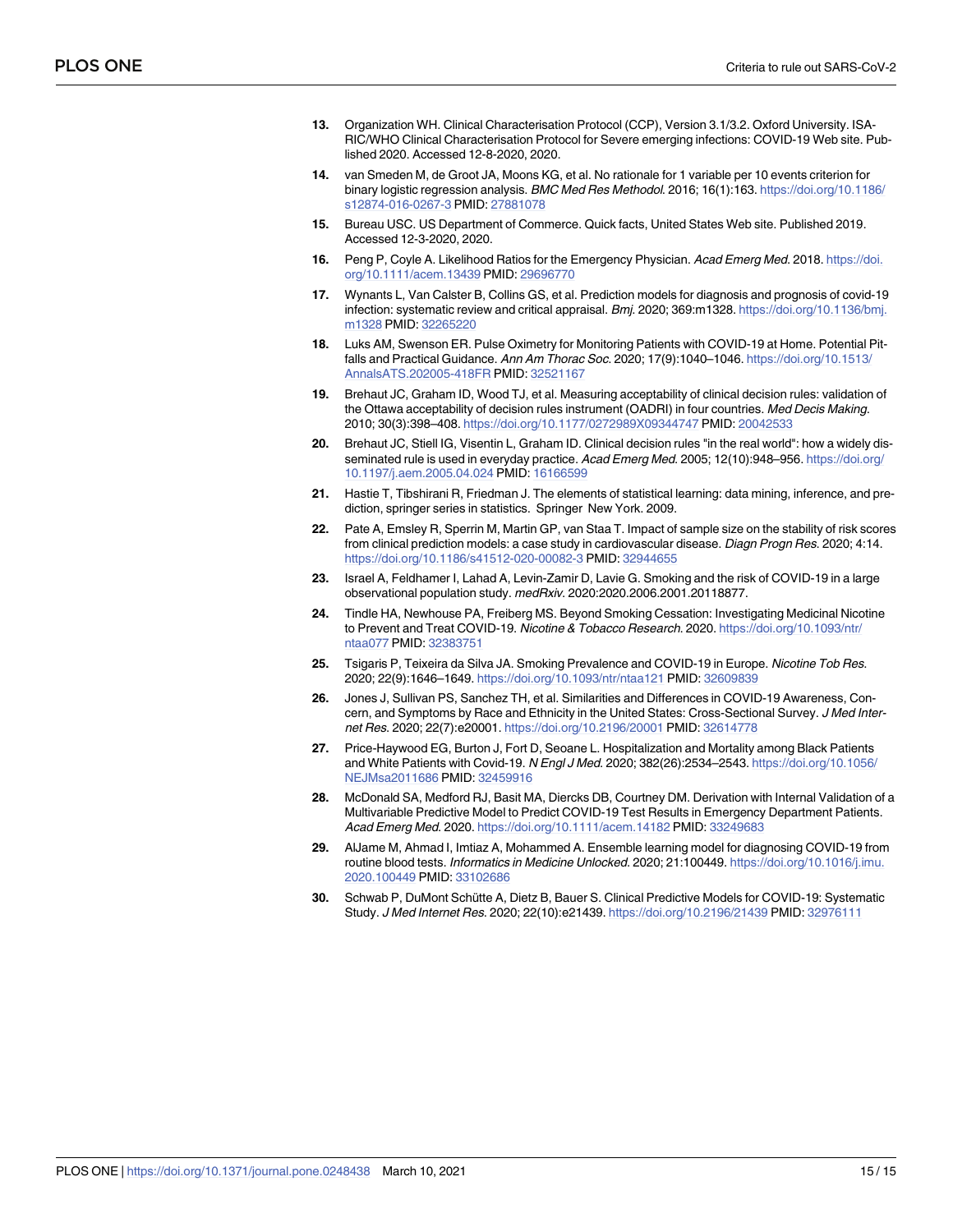13. Organization WH. Clinical Characterisation Protocol (CCP), Version 3.1/3.2. Oxford University. ISA-RIC/WHO Clinical Characterisation Protocol for Severe emerging infections: COVID-19 Web site. Published 2020. Accessed 12-8-2020, 2020.

14. van Smeden M, de Groot JA, Moons KG, et al. No rationale for 1 variable per 10 events criterion for binary logistic regression analysis. *BMC Med Res Methodol.* 2016; 16(1):163. https://doi.org/10.1186/s12874-016-0267-3 PMID: 27881078

15. Bureau USC. US Department of Commerce. Quick facts, United States Web site. Published 2019. Accessed 12-3-2020, 2020.

16. Peng P, Coyle A. Likelihood Ratios for the Emergency Physician. *Acad Emerg Med.* 2018. https://doi.org/10.1111/acem.13439 PMID: 29696770

17. Wynants L, Van Calster B, Collins GS, et al. Prediction models for diagnosis and prognosis of covid-19 infection: systematic review and critical appraisal. *Bmj.* 2020; 369:m1328. https://doi.org/10.1136/bmj.m1328 PMID: 32265220

18. Luks AM, Swenson ER. Pulse Oximetry for Monitoring Patients with COVID-19 at Home. Potential Pitfalls and Practical Guidance. *Ann Am Thorac Soc.* 2020; 17(9):1040–1046. https://doi.org/10.1513/AnnalsATS.202005-418FR PMID: 32521167

19. Brehaut JC, Graham ID, Wood TJ, et al. Measuring acceptability of clinical decision rules: validation of the Ottawa acceptability of decision rules instrument (OADRI) in four countries. *Med Decis Making.* 2010; 30(3):398–408. https://doi.org/10.1177/0272989X09344747 PMID: 20042533

20. Brehaut JC, Stiell IG, Visentin L, Graham ID. Clinical decision rules "in the real world": how a widely disseminated rule is used in everyday practice. *Acad Emerg Med.* 2005; 12(10):948–956. https://doi.org/10.1197/j.aem.2005.04.024 PMID: 16166599

21. Hastie T, Tibshirani R, Friedman J. The elements of statistical learning: data mining, inference, and prediction, springer series in statistics. Springer New York. 2009.

22. Pate A, Emsley R, Sperrin M, Martin GP, van Staa T. Impact of sample size on the stability of risk scores from clinical prediction models: a case study in cardiovascular disease. *Diagn Progn Res.* 2020; 4:14. https://doi.org/10.1186/s41512-020-00082-3 PMID: 32944655

23. Israel A, Feldhamer I, Lahad A, Levin-Zamir D, Lavie G. Smoking and the risk of COVID-19 in a large observational population study. *medRxiv.* 2020:2020.2006.2001.20118877.

24. Tindle HA, Newhouse PA, Freiberg MS. Beyond Smoking Cessation: Investigating Medicinal Nicotine to Prevent and Treat COVID-19. *Nicotine & Tobacco Research.* 2020. https://doi.org/10.1093/ntr/ntaa077 PMID: 32383751

25. Tsigaris P, Teixeira da Silva JA. Smoking Prevalence and COVID-19 in Europe. *Nicotine Tob Res.* 2020; 22(9):1646–1649. https://doi.org/10.1093/ntr/ntaa121 PMID: 32609839

26. Jones J, Sullivan PS, Sanchez TH, et al. Similarities and Differences in COVID-19 Awareness, Concern, and Symptoms by Race and Ethnicity in the United States: Cross-Sectional Survey. *J Med Internet Res.* 2020; 22(7):e20001. https://doi.org/10.2196/20001 PMID: 32614778

27. Price-Haywood EG, Burton J, Fort D, Seoane L. Hospitalization and Mortality among Black Patients and White Patients with Covid-19. *N Engl J Med.* 2020; 382(26):2534–2543. https://doi.org/10.1056/NEJMsa2011686 PMID: 32459916

28. McDonald SA, Medford RJ, Basit MA, Diercks DB, Courtney DM. Derivation with Internal Validation of a Multivariable Predictive Model to Predict COVID-19 Test Results in Emergency Department Patients. *Acad Emerg Med.* 2020. https://doi.org/10.1111/acem.14182 PMID: 33249683

29. AlJame M, Ahmad I, Imtiaz A, Mohammed A. Ensemble learning model for diagnosing COVID-19 from routine blood tests. *Informatics in Medicine Unlocked.* 2020; 21:100449. https://doi.org/10.1016/j.imu.2020.100449 PMID: 33102686

30. Schwab P, DuMont Schütte A, Dietz B, Bauer S. Clinical Predictive Models for COVID-19: Systematic Study. *J Med Internet Res.* 2020; 22(10):e21439. https://doi.org/10.2196/21439 PMID: 32976111